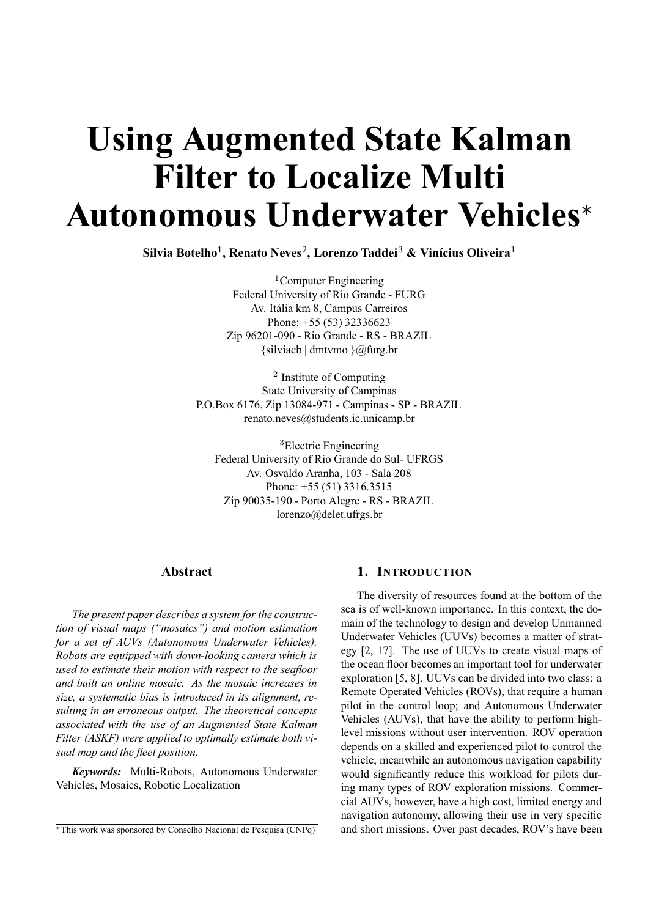# Using Augmented State Kalman Filter to Localize Multi Autonomous Underwater Vehicles*

**Silvia Botelho**[1], **Renato Neves**[2], **Lorenzo Taddei**[3] **& Vinícius Oliveira**[1]

[1]Computer Engineering
Federal University of Rio Grande - FURG
Av. Itália km 8, Campus Carreiros
Phone: +55 (53) 32336623
Zip 96201-090 - Rio Grande - RS - BRAZIL
{silviacb | dmtvmo }@furg.br

[2] Institute of Computing
State University of Campinas
P.O.Box 6176, Zip 13084-971 - Campinas - SP - BRAZIL
renato.neves@students.ic.unicamp.br

[3]Electric Engineering
Federal University of Rio Grande do Sul- UFRGS
Av. Osvaldo Aranha, 103 - Sala 208
Phone: +55 (51) 3316.3515
Zip 90035-190 - Porto Alegre - RS - BRAZIL
lorenzo@delet.ufrgs.br

## Abstract

*The present paper describes a system for the construction of visual maps ("mosaics") and motion estimation for a set of AUVs (Autonomous Underwater Vehicles). Robots are equipped with down-looking camera which is used to estimate their motion with respect to the seafloor and built an online mosaic. As the mosaic increases in size, a systematic bias is introduced in its alignment, resulting in an erroneous output. The theoretical concepts associated with the use of an Augmented State Kalman Filter (ASKF) were applied to optimally estimate both visual map and the fleet position.*

***Keywords:*** Multi-Robots, Autonomous Underwater Vehicles, Mosaics, Robotic Localization

*This work was sponsored by Conselho Nacional de Pesquisa (CNPq)

## 1. Introduction

The diversity of resources found at the bottom of the sea is of well-known importance. In this context, the domain of the technology to design and develop Unmanned Underwater Vehicles (UUVs) becomes a matter of strategy [2, 17]. The use of UUVs to create visual maps of the ocean floor becomes an important tool for underwater exploration [5, 8]. UUVs can be divided into two class: a Remote Operated Vehicles (ROVs), that require a human pilot in the control loop; and Autonomous Underwater Vehicles (AUVs), that have the ability to perform high-level missions without user intervention. ROV operation depends on a skilled and experienced pilot to control the vehicle, meanwhile an autonomous navigation capability would significantly reduce this workload for pilots during many types of ROV exploration missions. Commercial AUVs, however, have a high cost, limited energy and navigation autonomy, allowing their use in very specific and short missions. Over past decades, ROV's have been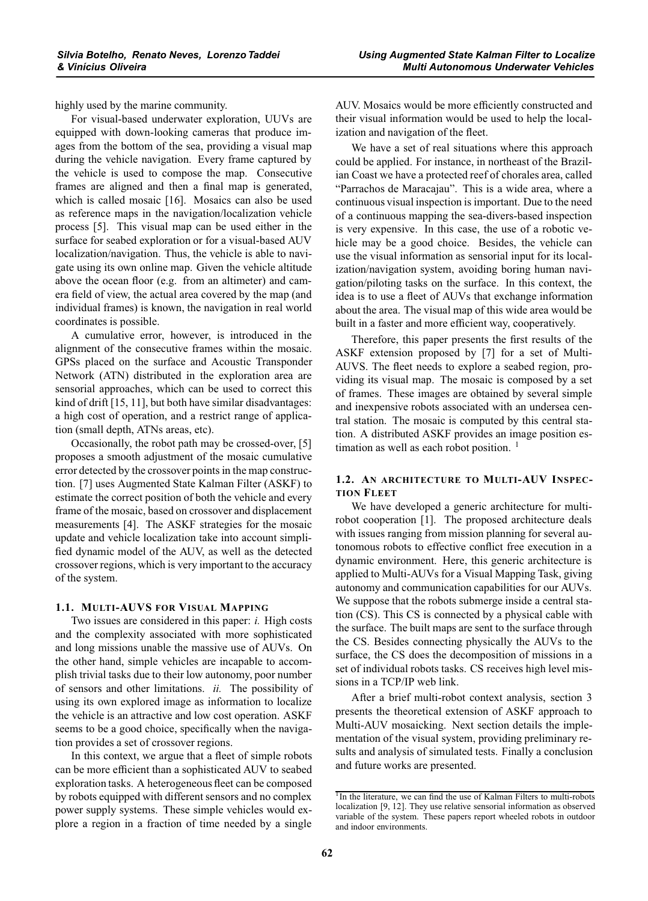highly used by the marine community.

For visual-based underwater exploration, UUVs are equipped with down-looking cameras that produce images from the bottom of the sea, providing a visual map during the vehicle navigation. Every frame captured by the vehicle is used to compose the map. Consecutive frames are aligned and then a final map is generated, which is called mosaic [16]. Mosaics can also be used as reference maps in the navigation/localization vehicle process [5]. This visual map can be used either in the surface for seabed exploration or for a visual-based AUV localization/navigation. Thus, the vehicle is able to navigate using its own online map. Given the vehicle altitude above the ocean floor (e.g. from an altimeter) and camera field of view, the actual area covered by the map (and individual frames) is known, the navigation in real world coordinates is possible.

A cumulative error, however, is introduced in the alignment of the consecutive frames within the mosaic. GPSs placed on the surface and Acoustic Transponder Network (ATN) distributed in the exploration area are sensorial approaches, which can be used to correct this kind of drift [15, 11], but both have similar disadvantages: a high cost of operation, and a restrict range of application (small depth, ATNs areas, etc).

Occasionally, the robot path may be crossed-over, [5] proposes a smooth adjustment of the mosaic cumulative error detected by the crossover points in the map construction. [7] uses Augmented State Kalman Filter (ASKF) to estimate the correct position of both the vehicle and every frame of the mosaic, based on crossover and displacement measurements [4]. The ASKF strategies for the mosaic update and vehicle localization take into account simplified dynamic model of the AUV, as well as the detected crossover regions, which is very important to the accuracy of the system.

### 1.1. Multi-AUVs for Visual Mapping

Two issues are considered in this paper: *i.* High costs and the complexity associated with more sophisticated and long missions unable the massive use of AUVs. On the other hand, simple vehicles are incapable to accomplish trivial tasks due to their low autonomy, poor number of sensors and other limitations. *ii.* The possibility of using its own explored image as information to localize the vehicle is an attractive and low cost operation. ASKF seems to be a good choice, specifically when the navigation provides a set of crossover regions.

In this context, we argue that a fleet of simple robots can be more efficient than a sophisticated AUV to seabed exploration tasks. A heterogeneous fleet can be composed by robots equipped with different sensors and no complex power supply systems. These simple vehicles would explore a region in a fraction of time needed by a single AUV. Mosaics would be more efficiently constructed and their visual information would be used to help the localization and navigation of the fleet.

We have a set of real situations where this approach could be applied. For instance, in northeast of the Brazilian Coast we have a protected reef of chorales area, called "Parrachos de Maracajau". This is a wide area, where a continuous visual inspection is important. Due to the need of a continuous mapping the sea-divers-based inspection is very expensive. In this case, the use of a robotic vehicle may be a good choice. Besides, the vehicle can use the visual information as sensorial input for its localization/navigation system, avoiding boring human navigation/piloting tasks on the surface. In this context, the idea is to use a fleet of AUVs that exchange information about the area. The visual map of this wide area would be built in a faster and more efficient way, cooperatively.

Therefore, this paper presents the first results of the ASKF extension proposed by [7] for a set of Multi-AUVS. The fleet needs to explore a seabed region, providing its visual map. The mosaic is composed by a set of frames. These images are obtained by several simple and inexpensive robots associated with an undersea central station. The mosaic is computed by this central station. A distributed ASKF provides an image position estimation as well as each robot position. [1]

### 1.2. An Architecture to Multi-AUV Inspection Fleet

We have developed a generic architecture for multi-robot cooperation [1]. The proposed architecture deals with issues ranging from mission planning for several autonomous robots to effective conflict free execution in a dynamic environment. Here, this generic architecture is applied to Multi-AUVs for a Visual Mapping Task, giving autonomy and communication capabilities for our AUVs. We suppose that the robots submerge inside a central station (CS). This CS is connected by a physical cable with the surface. The built maps are sent to the surface through the CS. Besides connecting physically the AUVs to the surface, the CS does the decomposition of missions in a set of individual robots tasks. CS receives high level missions in a TCP/IP web link.

After a brief multi-robot context analysis, section 3 presents the theoretical extension of ASKF approach to Multi-AUV mosaicking. Next section details the implementation of the visual system, providing preliminary results and analysis of simulated tests. Finally a conclusion and future works are presented.

[1] In the literature, we can find the use of Kalman Filters to multi-robots localization [9, 12]. They use relative sensorial information as observed variable of the system. These papers report wheeled robots in outdoor and indoor environments.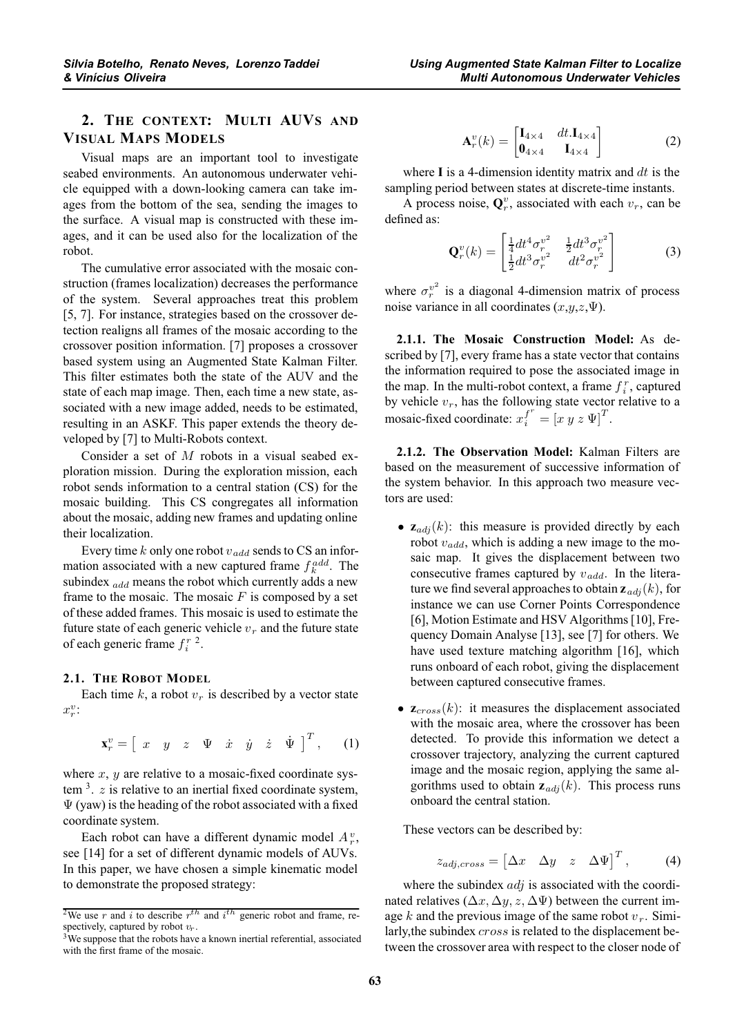## 2. The context: Multi AUVs and Visual Maps Models

Visual maps are an important tool to investigate seabed environments. An autonomous underwater vehicle equipped with a down-looking camera can take images from the bottom of the sea, sending the images to the surface. A visual map is constructed with these images, and it can be used also for the localization of the robot.

The cumulative error associated with the mosaic construction (frames localization) decreases the performance of the system. Several approaches treat this problem [5, 7]. For instance, strategies based on the crossover detection realigns all frames of the mosaic according to the crossover position information. [7] proposes a crossover based system using an Augmented State Kalman Filter. This filter estimates both the state of the AUV and the state of each map image. Then, each time a new state, associated with a new image added, needs to be estimated, resulting in an ASKF. This paper extends the theory developed by [7] to Multi-Robots context.

Consider a set of $M$ robots in a visual seabed exploration mission. During the exploration mission, each robot sends information to a central station (CS) for the mosaic building. This CS congregates all information about the mosaic, adding new frames and updating online their localization.

Every time $k$ only one robot $v_{add}$ sends to CS an information associated with a new captured frame $f_k^{add}$. The subindex $_{add}$ means the robot which currently adds a new frame to the mosaic. The mosaic $F$ is composed by a set of these added frames. This mosaic is used to estimate the future state of each generic vehicle $v_r$ and the future state of each generic frame $f_i^r$ [2].

### 2.1. The Robot Model

Each time $k$, a robot $v_r$ is described by a vector state $x_r^v$:

$$\mathbf{x}_r^v = \left[\begin{array}{cccccccc} x & y & z & \Psi & \dot{x} & \dot{y} & \dot{z} & \dot{\Psi} \end{array}\right]^T, \qquad (1)$$

where $x$, $y$ are relative to a mosaic-fixed coordinate system [3]. $z$ is relative to an inertial fixed coordinate system, $\Psi$ (yaw) is the heading of the robot associated with a fixed coordinate system.

Each robot can have a different dynamic model $A_r^v$, see [14] for a set of different dynamic models of AUVs. In this paper, we have chosen a simple kinematic model to demonstrate the proposed strategy:

$$\mathbf{A}_r^v(k) = \begin{bmatrix} \mathbf{I}_{4\times4} & dt.\mathbf{I}_{4\times4} \\ \mathbf{0}_{4\times4} & \mathbf{I}_{4\times4} \end{bmatrix} \qquad (2)$$

where $\mathbf{I}$ is a 4-dimension identity matrix and $dt$ is the sampling period between states at discrete-time instants.

A process noise, $\mathbf{Q}_r^v$, associated with each $v_r$, can be defined as:

$$\mathbf{Q}_r^v(k) = \begin{bmatrix} \frac{1}{4}dt^4\sigma_r^{v^2} & \frac{1}{2}dt^3\sigma_r^{v^2} \\ \frac{1}{2}dt^3\sigma_r^{v^2} & dt^2\sigma_r^{v^2} \end{bmatrix} \qquad (3)$$

where $\sigma_r^{v^2}$ is a diagonal 4-dimension matrix of process noise variance in all coordinates ($x$,$y$,$z$,$\Psi$).

**2.1.1. The Mosaic Construction Model:** As described by [7], every frame has a state vector that contains the information required to pose the associated image in the map. In the multi-robot context, a frame $f_i^r$, captured by vehicle $v_r$, has the following state vector relative to a mosaic-fixed coordinate: $x_i^{f^r} = [x\ y\ z\ \Psi]^T$.

**2.1.2. The Observation Model:** Kalman Filters are based on the measurement of successive information of the system behavior. In this approach two measure vectors are used:

- $\mathbf{z}_{adj}(k)$: this measure is provided directly by each robot $v_{add}$, which is adding a new image to the mosaic map. It gives the displacement between two consecutive frames captured by $v_{add}$. In the literature we find several approaches to obtain $\mathbf{z}_{adj}(k)$, for instance we can use Corner Points Correspondence [6], Motion Estimate and HSV Algorithms [10], Frequency Domain Analyse [13], see [7] for others. We have used texture matching algorithm [16], which runs onboard of each robot, giving the displacement between captured consecutive frames.
- $\mathbf{z}_{cross}(k)$: it measures the displacement associated with the mosaic area, where the crossover has been detected. To provide this information we detect a crossover trajectory, analyzing the current captured image and the mosaic region, applying the same algorithms used to obtain $\mathbf{z}_{adj}(k)$. This process runs onboard the central station.

These vectors can be described by:

$$z_{adj,cross} = \begin{bmatrix} \Delta x & \Delta y & z & \Delta\Psi \end{bmatrix}^T, \qquad (4)$$

where the subindex $adj$ is associated with the coordinated relatives ($\Delta x, \Delta y, z, \Delta\Psi$) between the current image $k$ and the previous image of the same robot $v_r$. Similarly, the subindex $cross$ is related to the displacement between the crossover area with respect to the closer node of

---

[2] We use $r$ and $i$ to describe $r^{th}$ and $i^{th}$ generic robot and frame, respectively, captured by robot $v_r$.

[3] We suppose that the robots have a known inertial referential, associated with the first frame of the mosaic.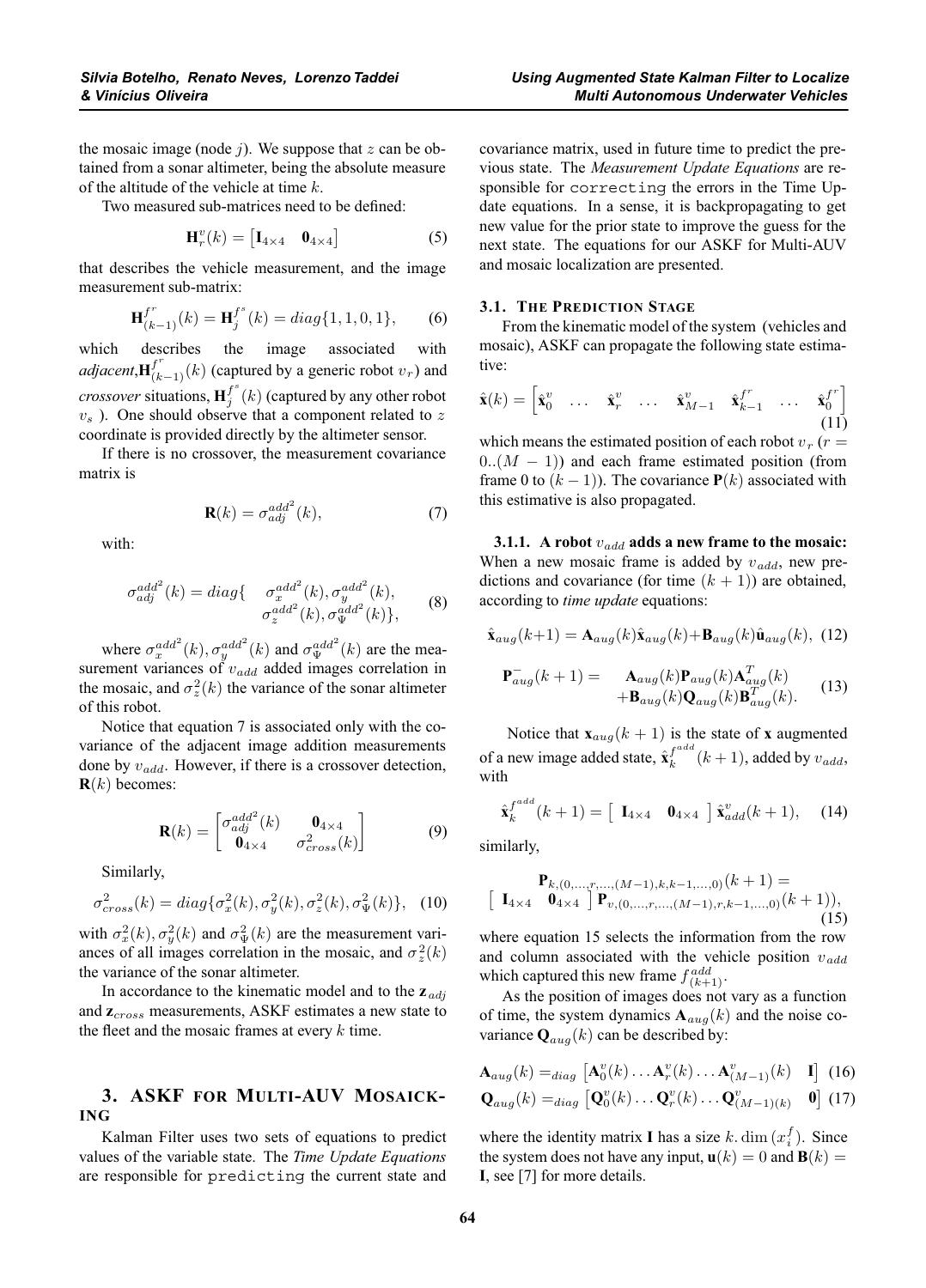the mosaic image (node $j$). We suppose that $z$ can be obtained from a sonar altimeter, being the absolute measure of the altitude of the vehicle at time $k$.

Two measured sub-matrices need to be defined:

$$\mathbf{H}_r^v(k) = \begin{bmatrix} \mathbf{I}_{4\times 4} & \mathbf{0}_{4\times 4} \end{bmatrix} \tag{5}$$

that describes the vehicle measurement, and the image measurement sub-matrix:

$$\mathbf{H}_{(k-1)}^{f^r}(k) = \mathbf{H}_j^{f^s}(k) = diag\{1, 1, 0, 1\}, \tag{6}$$

which describes the image associated with *adjacent*, $\mathbf{H}_{(k-1)}^{f^r}(k)$ (captured by a generic robot $v_r$) and *crossover* situations, $\mathbf{H}_j^{f^s}(k)$ (captured by any other robot $v_s$). One should observe that a component related to $z$ coordinate is provided directly by the altimeter sensor.

If there is no crossover, the measurement covariance matrix is

$$\mathbf{R}(k) = \sigma_{adj}^{add^2}(k), \tag{7}$$

with:

$$\sigma_{adj}^{add^2}(k) = diag\{ \quad \sigma_x^{add^2}(k), \sigma_y^{add^2}(k), \sigma_z^{add^2}(k), \sigma_\Psi^{add^2}(k)\}, \tag{8}$$

where $\sigma_x^{add^2}(k), \sigma_y^{add^2}(k)$ and $\sigma_\Psi^{add^2}(k)$ are the measurement variances of $v_{add}$ added images correlation in the mosaic, and $\sigma_z^2(k)$ the variance of the sonar altimeter of this robot.

Notice that equation 7 is associated only with the covariance of the adjacent image addition measurements done by $v_{add}$. However, if there is a crossover detection, $\mathbf{R}(k)$ becomes:

$$\mathbf{R}(k) = \begin{bmatrix} \sigma_{adj}^{add^2}(k) & \mathbf{0}_{4\times 4} \\ \mathbf{0}_{4\times 4} & \sigma_{cross}^2(k) \end{bmatrix} \tag{9}$$

Similarly,

$$\sigma_{cross}^2(k) = diag\{\sigma_x^2(k), \sigma_y^2(k), \sigma_z^2(k), \sigma_\Psi^2(k)\}, \tag{10}$$

with $\sigma_x^2(k), \sigma_y^2(k)$ and $\sigma_\Psi^2(k)$ are the measurement variances of all images correlation in the mosaic, and $\sigma_z^2(k)$ the variance of the sonar altimeter.

In accordance to the kinematic model and to the $\mathbf{z}_{adj}$ and $\mathbf{z}_{cross}$ measurements, ASKF estimates a new state to the fleet and the mosaic frames at every $k$ time.

## 3. ASKF for Multi-AUV Mosaicking

Kalman Filter uses two sets of equations to predict values of the variable state. The *Time Update Equations* are responsible for `predicting` the current state and covariance matrix, used in future time to predict the previous state. The *Measurement Update Equations* are responsible for `correcting` the errors in the Time Update equations. In a sense, it is backpropagating to get new value for the prior state to improve the guess for the next state. The equations for our ASKF for Multi-AUV and mosaic localization are presented.

### 3.1. The Prediction Stage

From the kinematic model of the system (vehicles and mosaic), ASKF can propagate the following state estimative:

$$\hat{\mathbf{x}}(k) = \begin{bmatrix} \hat{\mathbf{x}}_0^v & \ldots & \hat{\mathbf{x}}_r^v & \ldots & \hat{\mathbf{x}}_{M-1}^v & \hat{\mathbf{x}}_{k-1}^{f^r} & \ldots & \hat{\mathbf{x}}_0^{f^r} \end{bmatrix} \tag{11}$$

which means the estimated position of each robot $v_r$ ($r = 0..(M-1)$) and each frame estimated position (from frame 0 to $(k-1)$). The covariance $\mathbf{P}(k)$ associated with this estimative is also propagated.

#### 3.1.1. A robot $v_{add}$ adds a new frame to the mosaic:

When a new mosaic frame is added by $v_{add}$, new predictions and covariance (for time $(k+1)$) are obtained, according to *time update* equations:

$$\hat{\mathbf{x}}_{aug}(k+1) = \mathbf{A}_{aug}(k)\hat{\mathbf{x}}_{aug}(k) + \mathbf{B}_{aug}(k)\hat{\mathbf{u}}_{aug}(k), \tag{12}$$

$$\mathbf{P}_{aug}^-(k+1) = \quad \mathbf{A}_{aug}(k)\mathbf{P}_{aug}(k)\mathbf{A}_{aug}^T(k) + \mathbf{B}_{aug}(k)\mathbf{Q}_{aug}(k)\mathbf{B}_{aug}^T(k). \tag{13}$$

Notice that $\mathbf{x}_{aug}(k+1)$ is the state of $\mathbf{x}$ augmented of a new image added state, $\hat{\mathbf{x}}_k^{f^{add}}(k+1)$, added by $v_{add}$, with

$$\hat{\mathbf{x}}_k^{f^{add}}(k+1) = \begin{bmatrix} \mathbf{I}_{4\times 4} & \mathbf{0}_{4\times 4} \end{bmatrix} \hat{\mathbf{x}}_{add}^v(k+1), \tag{14}$$

similarly,

$$\mathbf{P}_{k,(0,\ldots,r,\ldots,(M-1),k,k-1,\ldots,0)}(k+1) = \begin{bmatrix} \mathbf{I}_{4\times 4} & \mathbf{0}_{4\times 4} \end{bmatrix} \mathbf{P}_{v,(0,\ldots,r,\ldots,(M-1),r,k-1,\ldots,0)}(k+1)), \tag{15}$$

where equation 15 selects the information from the row and column associated with the vehicle position $v_{add}$ which captured this new frame $f_{(k+1)}^{add}$.

As the position of images does not vary as a function of time, the system dynamics $\mathbf{A}_{aug}(k)$ and the noise covariance $\mathbf{Q}_{aug}(k)$ can be described by:

$$\mathbf{A}_{aug}(k) =_{diag} \begin{bmatrix} \mathbf{A}_0^v(k) \ldots \mathbf{A}_r^v(k) \ldots \mathbf{A}_{(M-1)}^v(k) & \mathbf{I} \end{bmatrix} \tag{16}$$

$$\mathbf{Q}_{aug}(k) =_{diag} \begin{bmatrix} \mathbf{Q}_0^v(k) \ldots \mathbf{Q}_r^v(k) \ldots \mathbf{Q}_{(M-1)(k)}^v & \mathbf{0} \end{bmatrix} \tag{17}$$

where the identity matrix $\mathbf{I}$ has a size $k.\dim(x_i^f)$. Since the system does not have any input, $\mathbf{u}(k) = 0$ and $\mathbf{B}(k) = \mathbf{I}$, see [7] for more details.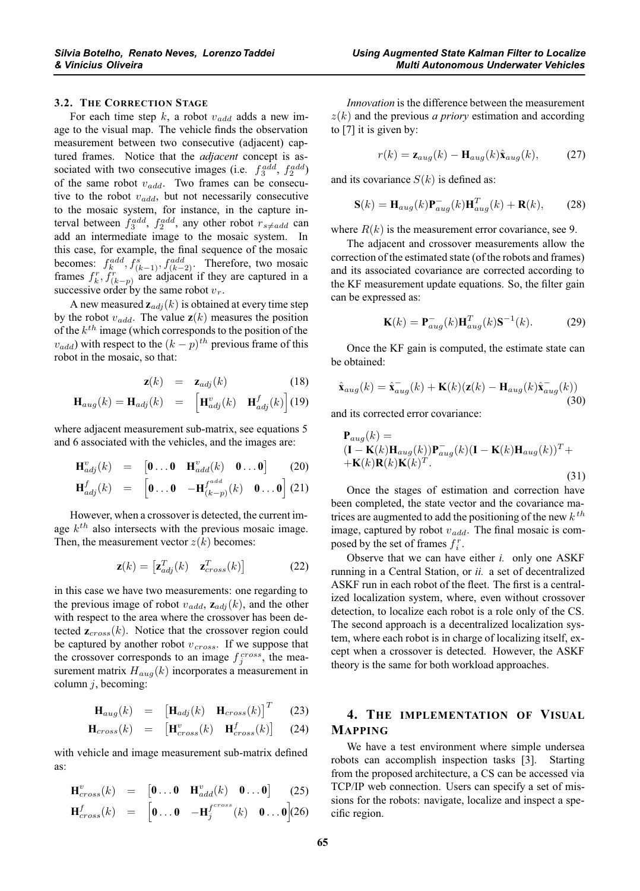### 3.2. The Correction Stage

For each time step $k$, a robot $v_{add}$ adds a new image to the visual map. The vehicle finds the observation measurement between two consecutive (adjacent) captured frames. Notice that the *adjacent* concept is associated with two consecutive images (i.e. $f_3^{add}$, $f_2^{add}$) of the same robot $v_{add}$. Two frames can be consecutive to the robot $v_{add}$, but not necessarily consecutive to the mosaic system, for instance, in the capture interval between $f_3^{add}$, $f_2^{add}$, any other robot $r_{s \neq add}$ can add an intermediate image to the mosaic system. In this case, for example, the final sequence of the mosaic becomes: $f_k^{add}, f_{(k-1)}^{s}, f_{(k-2)}^{add}$. Therefore, two mosaic frames $f_k^r, f_{(k-p)}^r$ are adjacent if they are captured in a successive order by the same robot $v_r$.

A new measured $\mathbf{z}_{adj}(k)$ is obtained at every time step by the robot $v_{add}$. The value $\mathbf{z}(k)$ measures the position of the $k^{th}$ image (which corresponds to the position of the $v_{add}$) with respect to the $(k-p)^{th}$ previous frame of this robot in the mosaic, so that:

$$\mathbf{z}(k) = \mathbf{z}_{adj}(k) \tag{18}$$

$$\mathbf{H}_{aug}(k) = \mathbf{H}_{adj}(k) = \begin{bmatrix} \mathbf{H}_{adj}^{v}(k) & \mathbf{H}_{adj}^{f}(k) \end{bmatrix} \tag{19}$$

where adjacent measurement sub-matrix, see equations 5 and 6 associated with the vehicles, and the images are:

$$\mathbf{H}_{adj}^{v}(k) = \begin{bmatrix} \mathbf{0} \dots \mathbf{0} & \mathbf{H}_{add}^{v}(k) & \mathbf{0} \dots \mathbf{0} \end{bmatrix} \tag{20}$$

$$\mathbf{H}_{adj}^{f}(k) = \begin{bmatrix} \mathbf{0} \dots \mathbf{0} & -\mathbf{H}_{(k-p)}^{f^{add}}(k) & \mathbf{0} \dots \mathbf{0} \end{bmatrix} \tag{21}$$

However, when a crossover is detected, the current image $k^{th}$ also intersects with the previous mosaic image. Then, the measurement vector $z(k)$ becomes:

$$\mathbf{z}(k) = \begin{bmatrix} \mathbf{z}_{adj}^{T}(k) & \mathbf{z}_{cross}^{T}(k) \end{bmatrix} \tag{22}$$

in this case we have two measurements: one regarding to the previous image of robot $v_{add}$, $\mathbf{z}_{adj}(k)$, and the other with respect to the area where the crossover has been detected $\mathbf{z}_{cross}(k)$. Notice that the crossover region could be captured by another robot $v_{cross}$. If we suppose that the crossover corresponds to an image $f_j^{cross}$, the measurement matrix $H_{aug}(k)$ incorporates a measurement in column $j$, becoming:

$$\mathbf{H}_{aug}(k) = \begin{bmatrix} \mathbf{H}_{adj}(k) & \mathbf{H}_{cross}(k) \end{bmatrix}^{T} \tag{23}$$

$$\mathbf{H}_{cross}(k) = \begin{bmatrix} \mathbf{H}_{cross}^{v}(k) & \mathbf{H}_{cross}^{f}(k) \end{bmatrix} \tag{24}$$

with vehicle and image measurement sub-matrix defined as:

$$\mathbf{H}_{cross}^{v}(k) = \begin{bmatrix} \mathbf{0} \dots \mathbf{0} & \mathbf{H}_{add}^{v}(k) & \mathbf{0} \dots \mathbf{0} \end{bmatrix} \tag{25}$$

$$\mathbf{H}_{cross}^{f}(k) = \begin{bmatrix} \mathbf{0} \dots \mathbf{0} & -\mathbf{H}_{j}^{f^{cross}}(k) & \mathbf{0} \dots \mathbf{0} \end{bmatrix} \tag{26}$$

*Innovation* is the difference between the measurement $z(k)$ and the previous *a priory* estimation and according to [7] it is given by:

$$r(k) = \mathbf{z}_{aug}(k) - \mathbf{H}_{aug}(k)\hat{\mathbf{x}}_{aug}(k), \tag{27}$$

and its covariance $S(k)$ is defined as:

$$\mathbf{S}(k) = \mathbf{H}_{aug}(k)\mathbf{P}_{aug}^{-}(k)\mathbf{H}_{aug}^{T}(k) + \mathbf{R}(k), \tag{28}$$

where $R(k)$ is the measurement error covariance, see 9.

The adjacent and crossover measurements allow the correction of the estimated state (of the robots and frames) and its associated covariance are corrected according to the KF measurement update equations. So, the filter gain can be expressed as:

$$\mathbf{K}(k) = \mathbf{P}_{aug}^{-}(k)\mathbf{H}_{aug}^{T}(k)\mathbf{S}^{-1}(k). \tag{29}$$

Once the KF gain is computed, the estimate state can be obtained:

$$\hat{\mathbf{x}}_{aug}(k) = \hat{\mathbf{x}}_{aug}^{-}(k) + \mathbf{K}(k)(\mathbf{z}(k) - \mathbf{H}_{aug}(k)\hat{\mathbf{x}}_{aug}^{-}(k)) \tag{30}$$

and its corrected error covariance:

$$\begin{aligned} &\mathbf{P}_{aug}(k) = \\ &(\mathbf{I} - \mathbf{K}(k)\mathbf{H}_{aug}(k))\mathbf{P}_{aug}^{-}(k)(\mathbf{I} - \mathbf{K}(k)\mathbf{H}_{aug}(k))^{T} + \\ &+\mathbf{K}(k)\mathbf{R}(k)\mathbf{K}(k)^{T}. \end{aligned} \tag{31}$$

Once the stages of estimation and correction have been completed, the state vector and the covariance matrices are augmented to add the positioning of the new $k^{th}$ image, captured by robot $v_{add}$. The final mosaic is composed by the set of frames $f_i^r$.

Observe that we can have either *i.* only one ASKF running in a Central Station, or *ii.* a set of decentralized ASKF run in each robot of the fleet. The first is a centralized localization system, where, even without crossover detection, to localize each robot is a role only of the CS. The second approach is a decentralized localization system, where each robot is in charge of localizing itself, except when a crossover is detected. However, the ASKF theory is the same for both workload approaches.

## 4. The Implementation of Visual Mapping

We have a test environment where simple undersea robots can accomplish inspection tasks [3]. Starting from the proposed architecture, a CS can be accessed via TCP/IP web connection. Users can specify a set of missions for the robots: navigate, localize and inspect a specific region.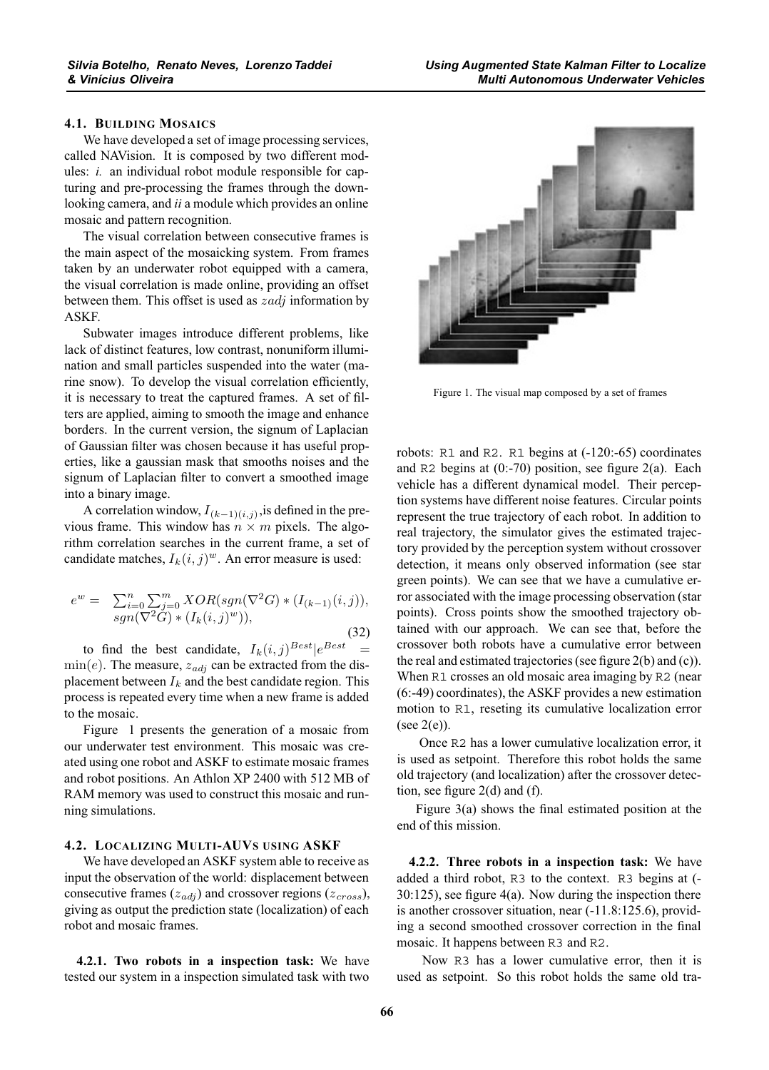### 4.1. Building Mosaics

We have developed a set of image processing services, called NAVision. It is composed by two different modules: *i.* an individual robot module responsible for capturing and pre-processing the frames through the down-looking camera, and *ii* a module which provides an online mosaic and pattern recognition.

The visual correlation between consecutive frames is the main aspect of the mosaicking system. From frames taken by an underwater robot equipped with a camera, the visual correlation is made online, providing an offset between them. This offset is used as $zadj$ information by ASKF.

Subwater images introduce different problems, like lack of distinct features, low contrast, nonuniform illumination and small particles suspended into the water (marine snow). To develop the visual correlation efficiently, it is necessary to treat the captured frames. A set of filters are applied, aiming to smooth the image and enhance borders. In the current version, the signum of Laplacian of Gaussian filter was chosen because it has useful properties, like a gaussian mask that smooths noises and the signum of Laplacian filter to convert a smoothed image into a binary image.

A correlation window, $I_{(k-1)(i,j)}$, is defined in the previous frame. This window has $n \times m$ pixels. The algorithm correlation searches in the current frame, a set of candidate matches, $I_k(i,j)^w$. An error measure is used:

$$
\begin{array}{rl} e^w = & \sum_{i=0}^{n}\sum_{j=0}^{m} XOR(sgn(\nabla^2 G) * (I_{(k-1)}(i,j)), \\ & sgn(\nabla^2 G) * (I_k(i,j)^w)), \end{array} \tag{32}
$$

to find the best candidate, $I_k(i,j)^{Best} | e^{Best} = \min(e)$. The measure, $z_{adj}$ can be extracted from the displacement between $I_k$ and the best candidate region. This process is repeated every time when a new frame is added to the mosaic.

Figure 1 presents the generation of a mosaic from our underwater test environment. This mosaic was created using one robot and ASKF to estimate mosaic frames and robot positions. An Athlon XP 2400 with 512 MB of RAM memory was used to construct this mosaic and running simulations.

Figure 1. The visual map composed by a set of frames

### 4.2. Localizing Multi-AUVs using ASKF

We have developed an ASKF system able to receive as input the observation of the world: displacement between consecutive frames ($z_{adj}$) and crossover regions ($z_{cross}$), giving as output the prediction state (localization) of each robot and mosaic frames.

**4.2.1. Two robots in a inspection task:** We have tested our system in a inspection simulated task with two robots: R1 and R2. R1 begins at (-120:-65) coordinates and R2 begins at (0:-70) position, see figure 2(a). Each vehicle has a different dynamical model. Their perception systems have different noise features. Circular points represent the true trajectory of each robot. In addition to real trajectory, the simulator gives the estimated trajectory provided by the perception system without crossover detection, it means only observed information (see star green points). We can see that we have a cumulative error associated with the image processing observation (star points). Cross points show the smoothed trajectory obtained with our approach. We can see that, before the crossover both robots have a cumulative error between the real and estimated trajectories (see figure 2(b) and (c)). When R1 crosses an old mosaic area imaging by R2 (near (6:-49) coordinates), the ASKF provides a new estimation motion to R1, reseting its cumulative localization error (see 2(e)).

Once R2 has a lower cumulative localization error, it is used as setpoint. Therefore this robot holds the same old trajectory (and localization) after the crossover detection, see figure 2(d) and (f).

Figure 3(a) shows the final estimated position at the end of this mission.

**4.2.2. Three robots in a inspection task:** We have added a third robot, R3 to the context. R3 begins at (-30:125), see figure 4(a). Now during the inspection there is another crossover situation, near (-11.8:125.6), providing a second smoothed crossover correction in the final mosaic. It happens between R3 and R2.

Now R3 has a lower cumulative error, then it is used as setpoint. So this robot holds the same old tra-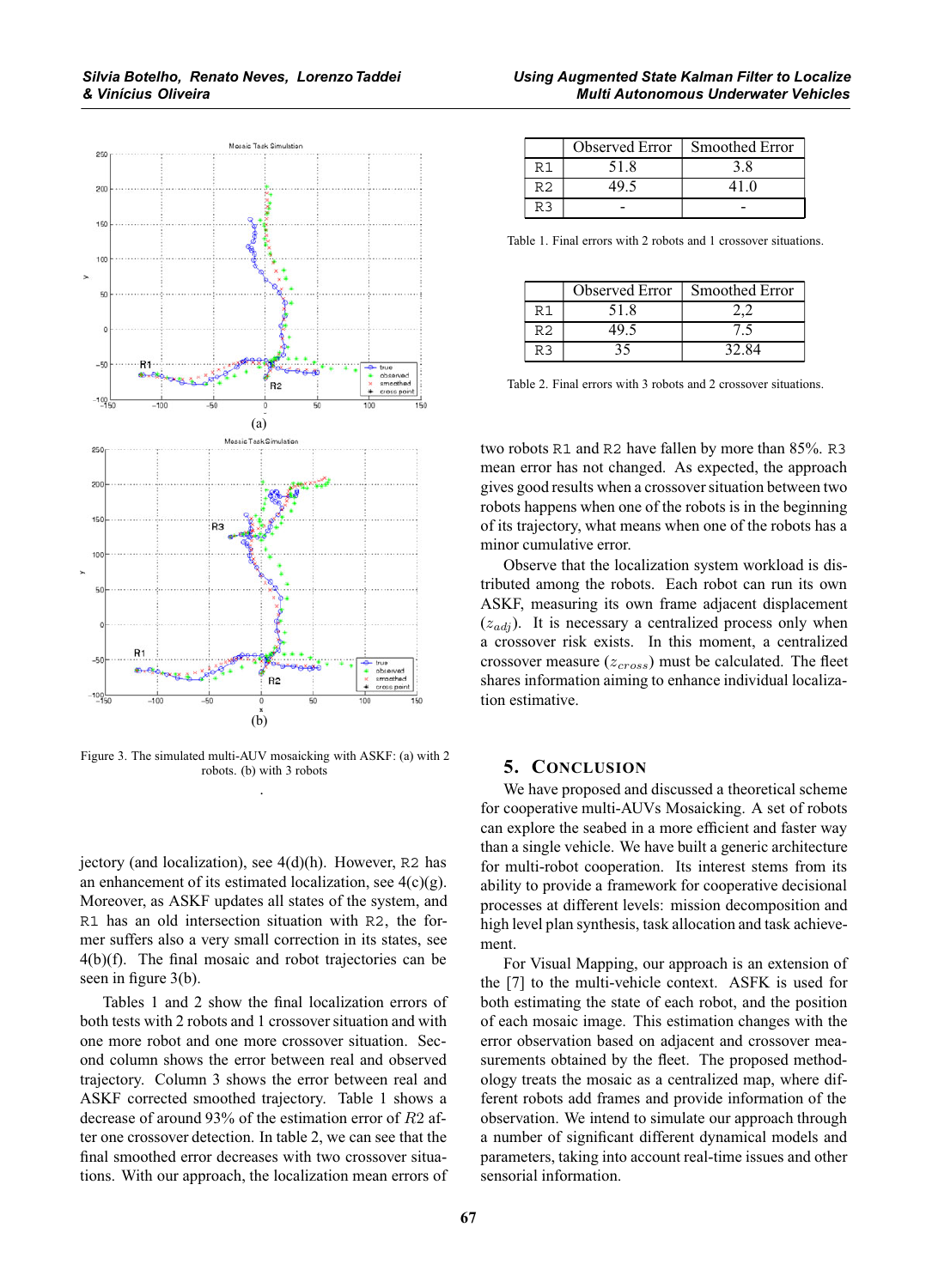Figure 3. The simulated multi-AUV mosaicking with ASKF: (a) with 2 robots. (b) with 3 robots

jectory (and localization), see 4(d)(h). However, R2 has an enhancement of its estimated localization, see 4(c)(g). Moreover, as ASKF updates all states of the system, and R1 has an old intersection situation with R2, the former suffers also a very small correction in its states, see 4(b)(f). The final mosaic and robot trajectories can be seen in figure 3(b).

Tables 1 and 2 show the final localization errors of both tests with 2 robots and 1 crossover situation and with one more robot and one more crossover situation. Second column shows the error between real and observed trajectory. Column 3 shows the error between real and ASKF corrected smoothed trajectory. Table 1 shows a decrease of around 93% of the estimation error of $R2$ after one crossover detection. In table 2, we can see that the final smoothed error decreases with two crossover situations. With our approach, the localization mean errors of two robots R1 and R2 have fallen by more than 85%. R3 mean error has not changed. As expected, the approach gives good results when a crossover situation between two robots happens when one of the robots is in the beginning of its trajectory, what means when one of the robots has a minor cumulative error.

|    | Observed Error | Smoothed Error |
|---|---|---|
| R1 | 51.8 | 3.8 |
| R2 | 49.5 | 41.0 |
| R3 | - | - |

Table 1. Final errors with 2 robots and 1 crossover situations.

|    | Observed Error | Smoothed Error |
|---|---|---|
| R1 | 51.8 | 2,2 |
| R2 | 49.5 | 7.5 |
| R3 | 35 | 32.84 |

Table 2. Final errors with 3 robots and 2 crossover situations.

Observe that the localization system workload is distributed among the robots. Each robot can run its own ASKF, measuring its own frame adjacent displacement ($z_{adj}$). It is necessary a centralized process only when a crossover risk exists. In this moment, a centralized crossover measure ($z_{cross}$) must be calculated. The fleet shares information aiming to enhance individual localization estimative.

## 5. Conclusion

We have proposed and discussed a theoretical scheme for cooperative multi-AUVs Mosaicking. A set of robots can explore the seabed in a more efficient and faster way than a single vehicle. We have built a generic architecture for multi-robot cooperation. Its interest stems from its ability to provide a framework for cooperative decisional processes at different levels: mission decomposition and high level plan synthesis, task allocation and task achievement.

For Visual Mapping, our approach is an extension of the [7] to the multi-vehicle context. ASFK is used for both estimating the state of each robot, and the position of each mosaic image. This estimation changes with the error observation based on adjacent and crossover measurements obtained by the fleet. The proposed methodology treats the mosaic as a centralized map, where different robots add frames and provide information of the observation. We intend to simulate our approach through a number of significant different dynamical models and parameters, taking into account real-time issues and other sensorial information.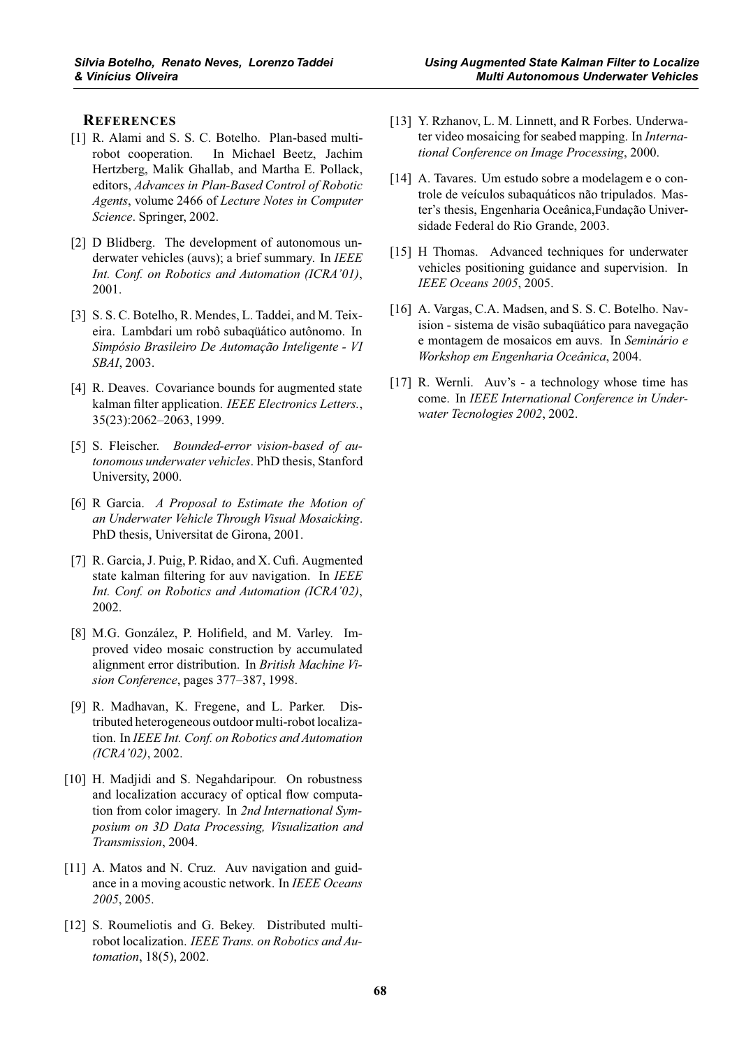## REFERENCES

[1] R. Alami and S. S. C. Botelho. Plan-based multi-robot cooperation. In Michael Beetz, Jachim Hertzberg, Malik Ghallab, and Martha E. Pollack, editors, *Advances in Plan-Based Control of Robotic Agents*, volume 2466 of *Lecture Notes in Computer Science*. Springer, 2002.

[2] D Blidberg. The development of autonomous underwater vehicles (auvs); a brief summary. In *IEEE Int. Conf. on Robotics and Automation (ICRA'01)*, 2001.

[3] S. S. C. Botelho, R. Mendes, L. Taddei, and M. Teixeira. Lambdari um robô subaqüático autônomo. In *Simpósio Brasileiro De Automação Inteligente - VI SBAI*, 2003.

[4] R. Deaves. Covariance bounds for augmented state kalman filter application. *IEEE Electronics Letters.*, 35(23):2062–2063, 1999.

[5] S. Fleischer. *Bounded-error vision-based of autonomous underwater vehicles*. PhD thesis, Stanford University, 2000.

[6] R Garcia. *A Proposal to Estimate the Motion of an Underwater Vehicle Through Visual Mosaicking*. PhD thesis, Universitat de Girona, 2001.

[7] R. Garcia, J. Puig, P. Ridao, and X. Cufi. Augmented state kalman filtering for auv navigation. In *IEEE Int. Conf. on Robotics and Automation (ICRA'02)*, 2002.

[8] M.G. González, P. Holifield, and M. Varley. Improved video mosaic construction by accumulated alignment error distribution. In *British Machine Vision Conference*, pages 377–387, 1998.

[9] R. Madhavan, K. Fregene, and L. Parker. Distributed heterogeneous outdoor multi-robot localization. In *IEEE Int. Conf. on Robotics and Automation (ICRA'02)*, 2002.

[10] H. Madjidi and S. Negahdaripour. On robustness and localization accuracy of optical flow computation from color imagery. In *2nd International Symposium on 3D Data Processing, Visualization and Transmission*, 2004.

[11] A. Matos and N. Cruz. Auv navigation and guidance in a moving acoustic network. In *IEEE Oceans 2005*, 2005.

[12] S. Roumeliotis and G. Bekey. Distributed multi-robot localization. *IEEE Trans. on Robotics and Automation*, 18(5), 2002.

[13] Y. Rzhanov, L. M. Linnett, and R Forbes. Underwater video mosaicing for seabed mapping. In *International Conference on Image Processing*, 2000.

[14] A. Tavares. Um estudo sobre a modelagem e o controle de veículos subaquáticos não tripulados. Master's thesis, Engenharia Oceânica,Fundação Universidade Federal do Rio Grande, 2003.

[15] H Thomas. Advanced techniques for underwater vehicles positioning guidance and supervision. In *IEEE Oceans 2005*, 2005.

[16] A. Vargas, C.A. Madsen, and S. S. C. Botelho. Navision - sistema de visão subaqüático para navegação e montagem de mosaicos em auvs. In *Seminário e Workshop em Engenharia Oceânica*, 2004.

[17] R. Wernli. Auv's - a technology whose time has come. In *IEEE International Conference in Underwater Tecnologies 2002*, 2002.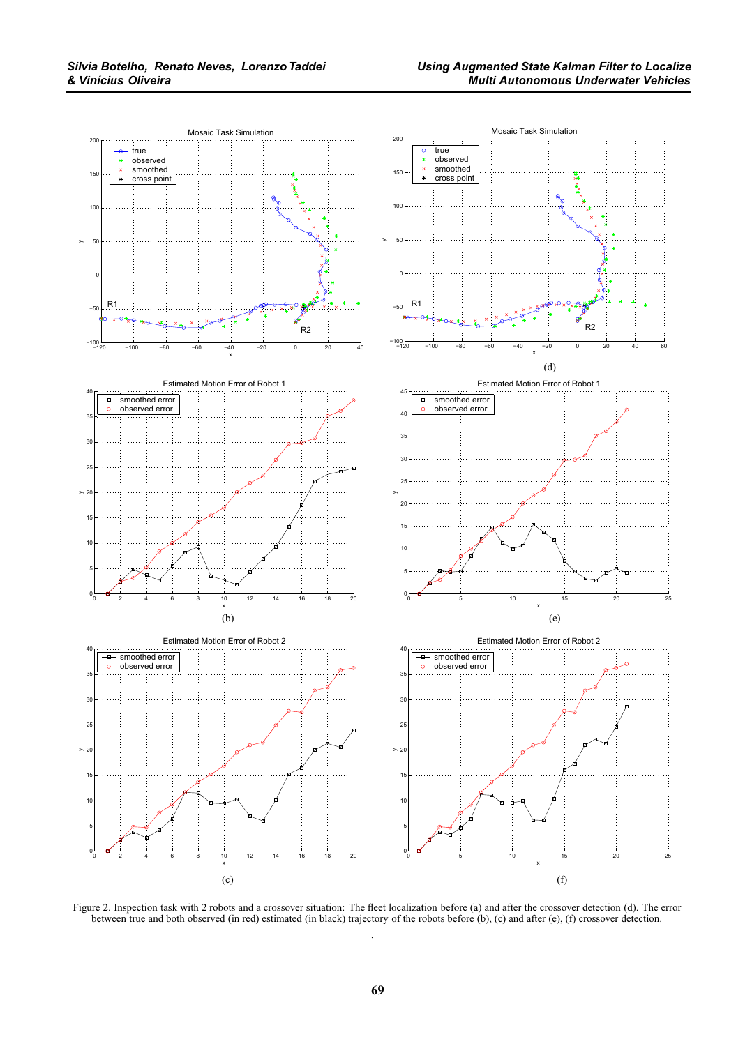Figure 2. Inspection task with 2 robots and a crossover situation: The fleet localization before (a) and after the crossover detection (d). The error between true and both observed (in red) estimated (in black) trajectory of the robots before (b), (c) and after (e), (f) crossover detection.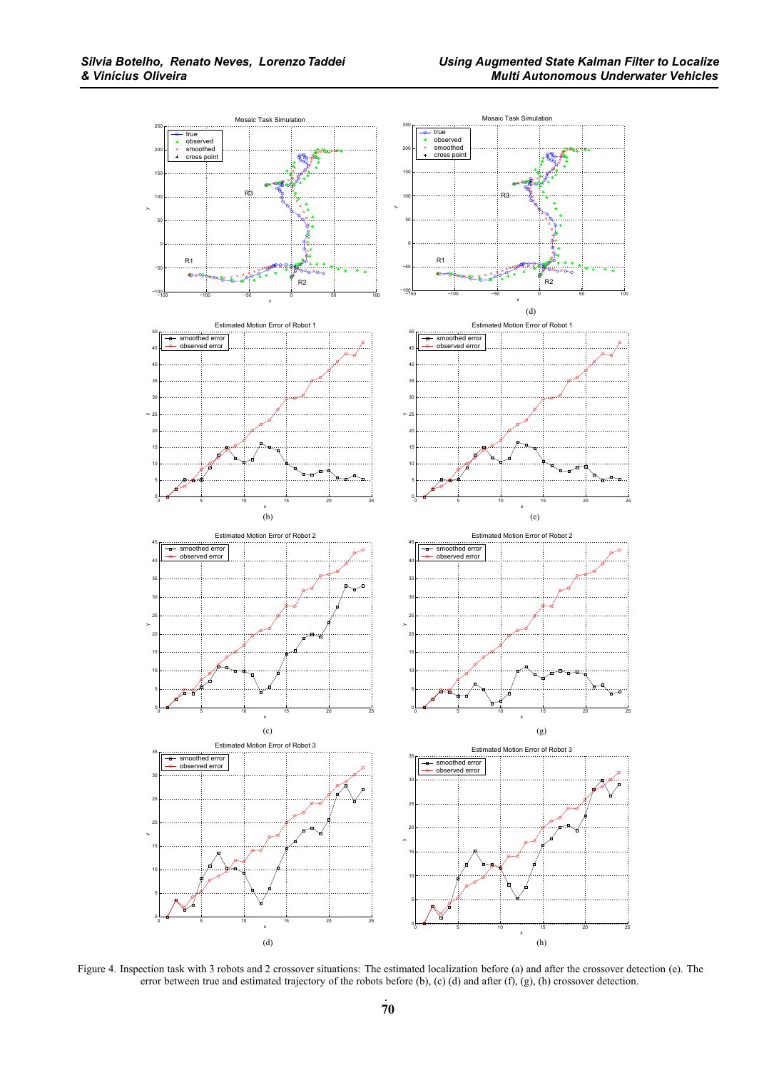Mosaic Task Simulation

true
observed
smoothed
cross point

R1
R2
R3

Mosaic Task Simulation

true
observed
smoothed
cross point

R1
R2
R3

(d)

Estimated Motion Error of Robot 1

smoothed error
observed error

(b)

Estimated Motion Error of Robot 1

smoothed error
observed error

(e)

Estimated Motion Error of Robot 2

smoothed error
observed error

(c)

Estimated Motion Error of Robot 2

smoothed error
observed error

(g)

Estimated Motion Error of Robot 3

smoothed error
observed error

(d)

Estimated Motion Error of Robot 3

smoothed error
observed error

(h)

Figure 4. Inspection task with 3 robots and 2 crossover situations: The estimated localization before (a) and after the crossover detection (e). The error between true and estimated trajectory of the robots before (b), (c) (d) and after (f), (g), (h) crossover detection.